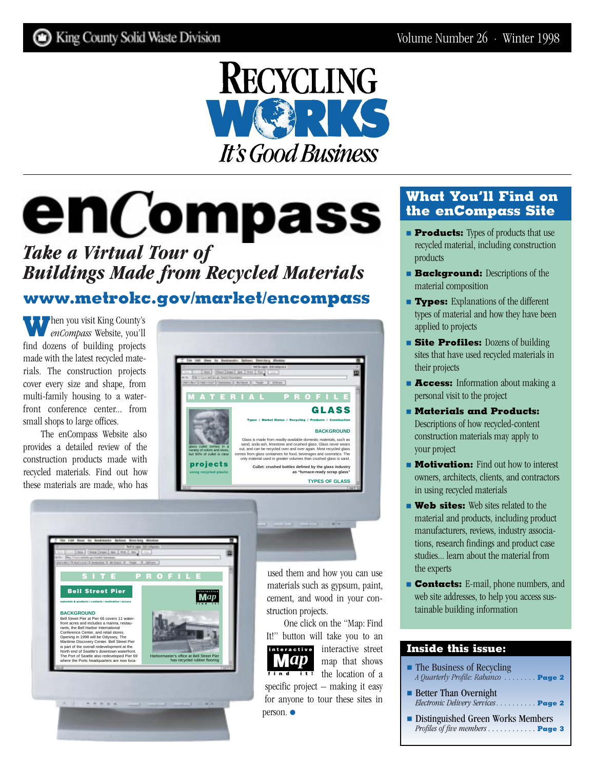King County Solid Waste Division

# RECYCLING WORKS

*It's Good Business*

# enCompass

## *Take a Virtual Tour of Buildings Made from Recycled Materials*

### www.metrokc.gov/market/encompass

When you visit King County's *enCompass* Website, you'll find dozens of building projects made with the latest recycled materials. The construction projects cover every size and shape, from multi-family housing to a waterfront conference center... from small shops to large offices.

The enCompass Website also provides a detailed review of the construction products made with recycled materials. Find out how these materials are made, who has used them and how you can use materials such as gypsum, paint, cement, and wood in your construction projects.

One click on the "Map: Find It!" button will take you to an interactive street map that shows the location of a specific project – making it easy for anyone to tour these sites in person. ●

## What You'll Find on the enCompass Site

- **Products:** Types of products that use recycled material, including construction products
- **Background:** Descriptions of the material composition
- **Types:** Explanations of the different types of material and how they have been applied to projects
- **Site Profiles:** Dozens of building sites that have used recycled materials in their projects
- **Access:** Information about making a personal visit to the project
- **Materials and Products:** Descriptions of how recycled-content construction materials may apply to your project
- **Motivation:** Find out how to interest owners, architects, clients, and contractors in using recycled materials
- **Web sites:** Web sites related to the material and products, including product manufacturers, reviews, industry associations, research findings and product case studies... learn about the material from the experts
- **Contacts:** E-mail, phone numbers, and web site addresses, to help you access sustainable building information

## Inside this issue:

- The Business of Recycling
  *A Quarterly Profile: Rabanco* ........ **Page 2**
- Better Than Overnight
  *Electronic Delivery Services* .......... **Page 2**
- Distinguished Green Works Members
  *Profiles of five members* ............ **Page 3**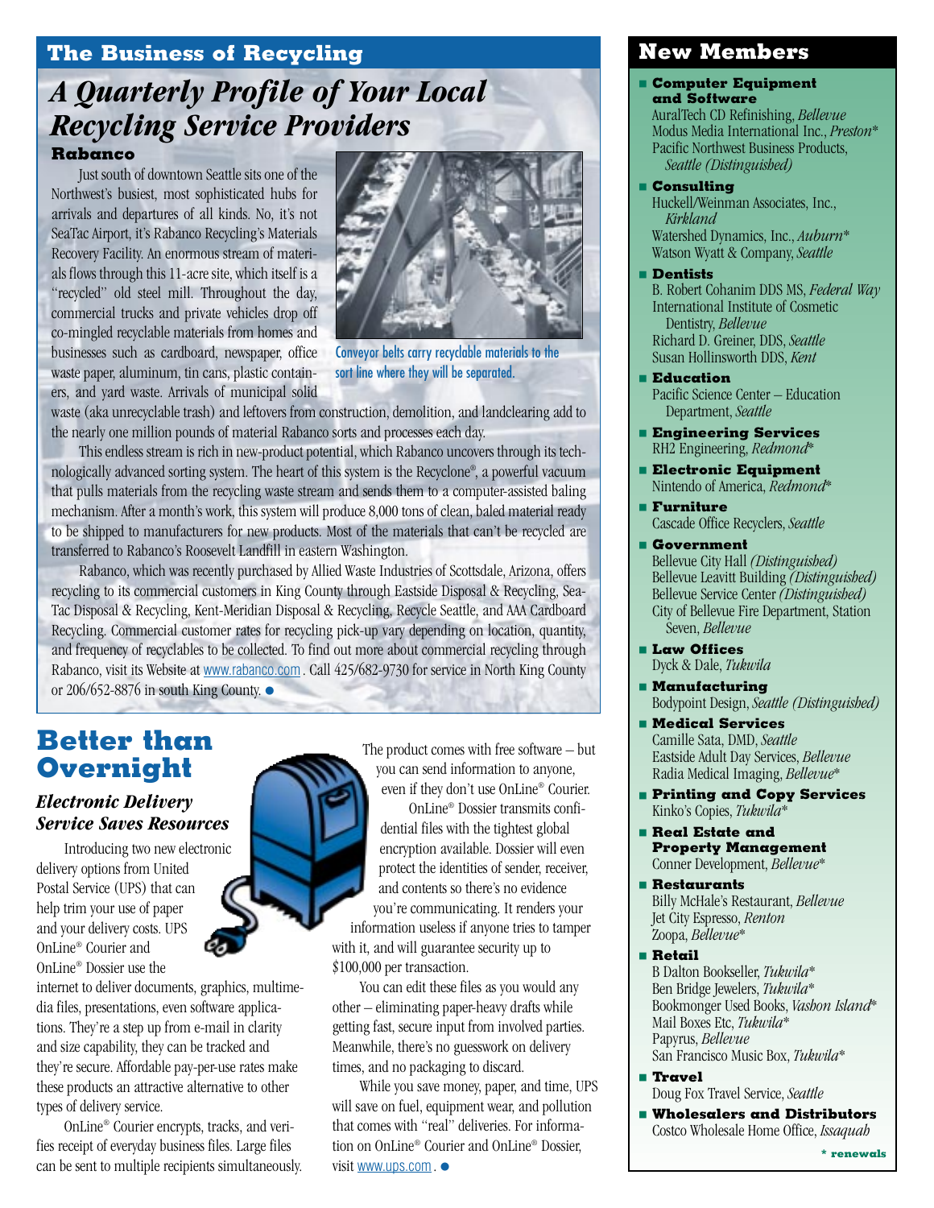## The Business of Recycling

# *A Quarterly Profile of Your Local Recycling Service Providers*

### Rabanco

Just south of downtown Seattle sits one of the Northwest's busiest, most sophisticated hubs for arrivals and departures of all kinds. No, it's not SeaTac Airport, it's Rabanco Recycling's Materials Recovery Facility. An enormous stream of materials flows through this 11-acre site, which itself is a "recycled" old steel mill. Throughout the day, commercial trucks and private vehicles drop off co-mingled recyclable materials from homes and businesses such as cardboard, newspaper, office waste paper, aluminum, tin cans, plastic containers, and yard waste. Arrivals of municipal solid waste (aka unrecyclable trash) and leftovers from construction, demolition, and landclearing add to the nearly one million pounds of material Rabanco sorts and processes each day.

Conveyor belts carry recyclable materials to the sort line where they will be separated.

This endless stream is rich in new-product potential, which Rabanco uncovers through its technologically advanced sorting system. The heart of this system is the Recyclone®, a powerful vacuum that pulls materials from the recycling waste stream and sends them to a computer-assisted baling mechanism. After a month's work, this system will produce 8,000 tons of clean, baled material ready to be shipped to manufacturers for new products. Most of the materials that can't be recycled are transferred to Rabanco's Roosevelt Landfill in eastern Washington.

Rabanco, which was recently purchased by Allied Waste Industries of Scottsdale, Arizona, offers recycling to its commercial customers in King County through Eastside Disposal & Recycling, Sea-Tac Disposal & Recycling, Kent-Meridian Disposal & Recycling, Recycle Seattle, and AAA Cardboard Recycling. Commercial customer rates for recycling pick-up vary depending on location, quantity, and frequency of recyclables to be collected. To find out more about commercial recycling through Rabanco, visit its Website at www.rabanco.com. Call 425/682-9730 for service in North King County or 206/652-8876 in south King County. ●

## Better than Overnight

### *Electronic Delivery Service Saves Resources*

Introducing two new electronic delivery options from United Postal Service (UPS) that can help trim your use of paper and your delivery costs. UPS OnLine® Courier and OnLine® Dossier use the internet to deliver documents, graphics, multimedia files, presentations, even software applications. They're a step up from e-mail in clarity and size capability, they can be tracked and they're secure. Affordable pay-per-use rates make these products an attractive alternative to other types of delivery service.

OnLine® Courier encrypts, tracks, and verifies receipt of everyday business files. Large files can be sent to multiple recipients simultaneously. The product comes with free software – but you can send information to anyone, even if they don't use OnLine® Courier.

OnLine® Dossier transmits confidential files with the tightest global encryption available. Dossier will even protect the identities of sender, receiver, and contents so there's no evidence you're communicating. It renders your information useless if anyone tries to tamper with it, and will guarantee security up to $100,000 per transaction.

You can edit these files as you would any other – eliminating paper-heavy drafts while getting fast, secure input from involved parties. Meanwhile, there's no guesswork on delivery times, and no packaging to discard.

While you save money, paper, and time, UPS will save on fuel, equipment wear, and pollution that comes with "real" deliveries. For information on OnLine® Courier and OnLine® Dossier, visit www.ups.com. ●

## New Members

- **Computer Equipment and Software**
  - AuralTech CD Refinishing, *Bellevue*
  - Modus Media International Inc., *Preston**
  - Pacific Northwest Business Products, *Seattle (Distinguished)*
- **Consulting**
  - Huckell/Weinman Associates, Inc., *Kirkland*
  - Watershed Dynamics, Inc., *Auburn**
  - Watson Wyatt & Company, *Seattle*
- **Dentists**
  - B. Robert Cohanim DDS MS, *Federal Way*
  - International Institute of Cosmetic Dentistry, *Bellevue*
  - Richard D. Greiner, DDS, *Seattle*
  - Susan Hollinsworth DDS, *Kent*
- **Education**
  - Pacific Science Center – Education Department, *Seattle*
- **Engineering Services**
  - RH2 Engineering, *Redmond**
- **Electronic Equipment**
  - Nintendo of America, *Redmond**
- **Furniture**
  - Cascade Office Recyclers, *Seattle*
- **Government**
  - Bellevue City Hall *(Distinguished)*
  - Bellevue Leavitt Building *(Distinguished)*
  - Bellevue Service Center *(Distinguished)*
  - City of Bellevue Fire Department, Station Seven, *Bellevue*
- **Law Offices**
  - Dyck & Dale, *Tukwila*
- **Manufacturing**
  - Bodypoint Design, *Seattle (Distinguished)*
- **Medical Services**
  - Camille Sata, DMD, *Seattle*
  - Eastside Adult Day Services, *Bellevue*
  - Radia Medical Imaging, *Bellevue**
- **Printing and Copy Services**
  - Kinko's Copies, *Tukwila**
- **Real Estate and Property Management**
  - Conner Development, *Bellevue**
- **Restaurants**
  - Billy McHale's Restaurant, *Bellevue*
  - Jet City Espresso, *Renton*
  - Zoopa, *Bellevue**
- **Retail**
  - B Dalton Bookseller, *Tukwila**
  - Ben Bridge Jewelers, *Tukwila**
  - Bookmonger Used Books, *Vashon Island**
  - Mail Boxes Etc, *Tukwila**
  - Papyrus, *Bellevue*
  - San Francisco Music Box, *Tukwila**
- **Travel**
  - Doug Fox Travel Service, *Seattle*
- **Wholesalers and Distributors**
  - Costco Wholesale Home Office, *Issaquah*

**\* renewals**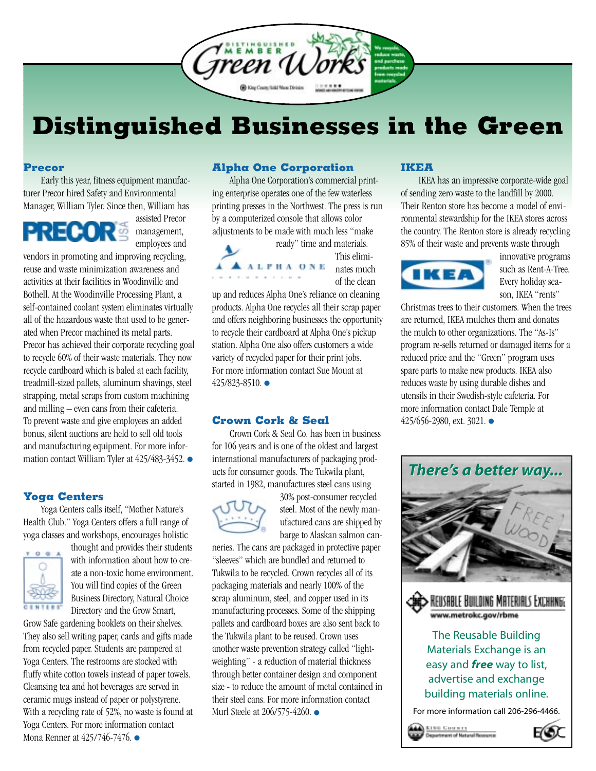# Distinguished Businesses in the Green

### Precor

Early this year, fitness equipment manufacturer Precor hired Safety and Environmental Manager, William Tyler. Since then, William has assisted Precor management, employees and vendors in promoting and improving recycling, reuse and waste minimization awareness and activities at their facilities in Woodinville and Bothell. At the Woodinville Processing Plant, a self-contained coolant system eliminates virtually all of the hazardous waste that used to be generated when Precor machined its metal parts. Precor has achieved their corporate recycling goal to recycle 60% of their waste materials. They now recycle cardboard which is baled at each facility, treadmill-sized pallets, aluminum shavings, steel strapping, metal scraps from custom machining and milling – even cans from their cafeteria. To prevent waste and give employees an added bonus, silent auctions are held to sell old tools and manufacturing equipment. For more information contact William Tyler at 425/483-3452. ●

### Yoga Centers

Yoga Centers calls itself, "Mother Nature's Health Club." Yoga Centers offers a full range of yoga classes and workshops, encourages holistic thought and provides their students with information about how to create a non-toxic home environment. You will find copies of the Green Business Directory, Natural Choice Directory and the Grow Smart, Grow Safe gardening booklets on their shelves. They also sell writing paper, cards and gifts made from recycled paper. Students are pampered at Yoga Centers. The restrooms are stocked with fluffy white cotton towels instead of paper towels. Cleansing tea and hot beverages are served in ceramic mugs instead of paper or polystyrene. With a recycling rate of 52%, no waste is found at Yoga Centers. For more information contact Mona Renner at 425/746-7476. ●

### Alpha One Corporation

Alpha One Corporation's commercial printing enterprise operates one of the few waterless printing presses in the Northwest. The press is run by a computerized console that allows color adjustments to be made with much less "make ready" time and materials. This eliminates much of the clean up and reduces Alpha One's reliance on cleaning products. Alpha One recycles all their scrap paper and offers neighboring businesses the opportunity to recycle their cardboard at Alpha One's pickup station. Alpha One also offers customers a wide variety of recycled paper for their print jobs. For more information contact Sue Mouat at 425/823-8510. ●

### Crown Cork & Seal

Crown Cork & Seal Co. has been in business for 106 years and is one of the oldest and largest international manufacturers of packaging products for consumer goods. The Tukwila plant, started in 1982, manufactures steel cans using 30% post-consumer recycled steel. Most of the newly manufactured cans are shipped by barge to Alaskan salmon canneries. The cans are packaged in protective paper "sleeves" which are bundled and returned to Tukwila to be recycled. Crown recycles all of its packaging materials and nearly 100% of the scrap aluminum, steel, and copper used in its manufacturing processes. Some of the shipping pallets and cardboard boxes are also sent back to the Tukwila plant to be reused. Crown uses another waste prevention strategy called "lightweighting" - a reduction of material thickness through better container design and component size - to reduce the amount of metal contained in their steel cans. For more information contact Murl Steele at 206/575-4260. ●

### IKEA

IKEA has an impressive corporate-wide goal of sending zero waste to the landfill by 2000. Their Renton store has become a model of environmental stewardship for the IKEA stores across the country. The Renton store is already recycling 85% of their waste and prevents waste through innovative programs such as Rent-A-Tree. Every holiday season, IKEA "rents" Christmas trees to their customers. When the trees are returned, IKEA mulches them and donates the mulch to other organizations. The "As-Is" program re-sells returned or damaged items for a reduced price and the "Green" program uses spare parts to make new products. IKEA also reduces waste by using durable dishes and utensils in their Swedish-style cafeteria. For more information contact Dale Temple at 425/656-2980, ext. 3021. ●

---

***There's a better way...***

Reusable Building Materials Exchange
www.metrokc.gov/rbme

The Reusable Building Materials Exchange is an easy and ***free*** way to list, advertise and exchange building materials online.

For more information call 206-296-4466.

King County Department of Natural Resources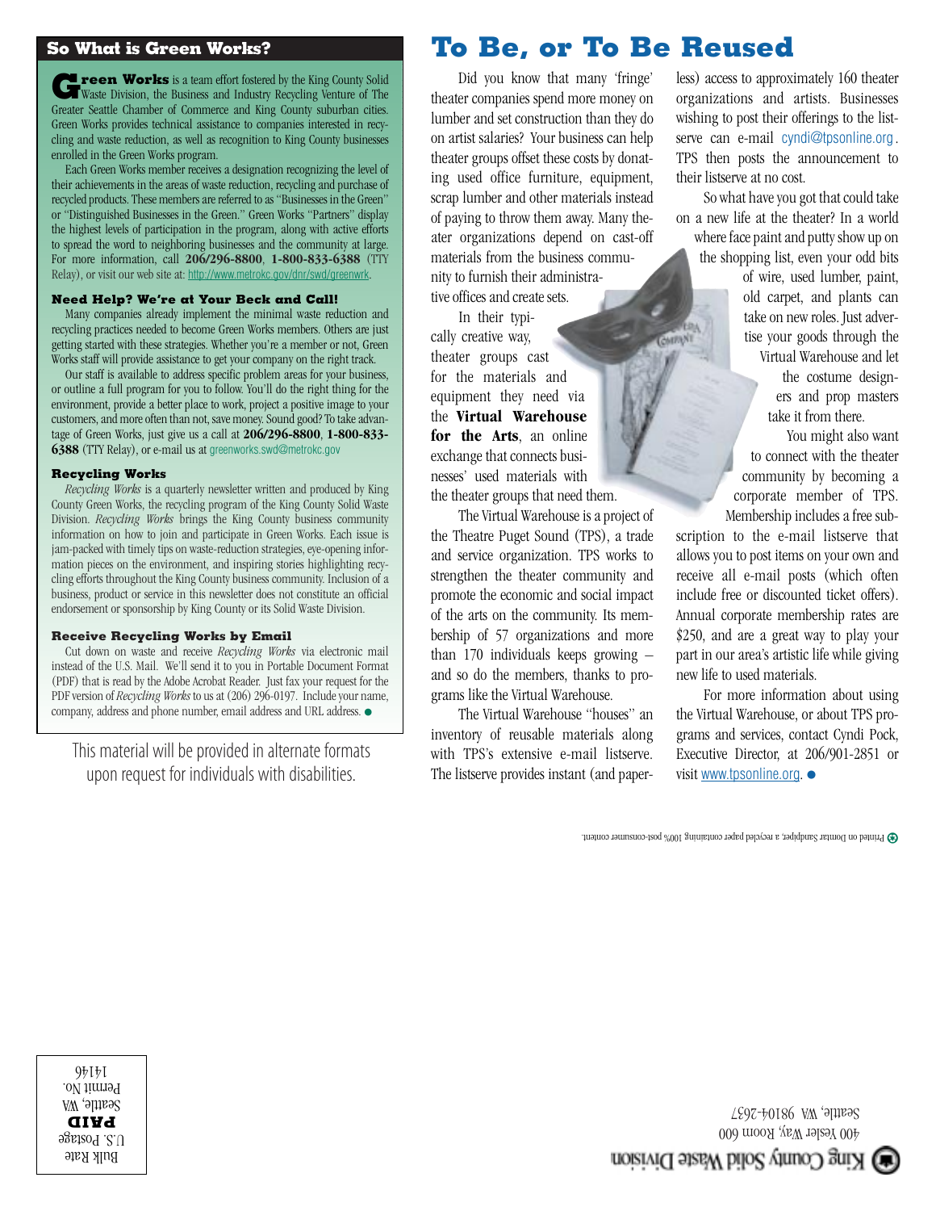## So What is Green Works?

**Green Works** is a team effort fostered by the King County Solid Waste Division, the Business and Industry Recycling Venture of The Greater Seattle Chamber of Commerce and King County suburban cities. Green Works provides technical assistance to companies interested in recycling and waste reduction, as well as recognition to King County businesses enrolled in the Green Works program.

Each Green Works member receives a designation recognizing the level of their achievements in the areas of waste reduction, recycling and purchase of recycled products. These members are referred to as "Businesses in the Green" or "Distinguished Businesses in the Green." Green Works "Partners" display the highest levels of participation in the program, along with active efforts to spread the word to neighboring businesses and the community at large. For more information, call **206/296-8800**, **1-800-833-6388** (TTY Relay), or visit our web site at: http://www.metrokc.gov/dnr/swd/greenwrk.

### Need Help? We're at Your Beck and Call!

Many companies already implement the minimal waste reduction and recycling practices needed to become Green Works members. Others are just getting started with these strategies. Whether you're a member or not, Green Works staff will provide assistance to get your company on the right track.

Our staff is available to address specific problem areas for your business, or outline a full program for you to follow. You'll do the right thing for the environment, provide a better place to work, project a positive image to your customers, and more often than not, save money. Sound good? To take advantage of Green Works, just give us a call at **206/296-8800**, **1-800-833-6388** (TTY Relay), or e-mail us at greenworks.swd@metrokc.gov

### Recycling Works

*Recycling Works* is a quarterly newsletter written and produced by King County Green Works, the recycling program of the King County Solid Waste Division. *Recycling Works* brings the King County business community information on how to join and participate in Green Works. Each issue is jam-packed with timely tips on waste-reduction strategies, eye-opening information pieces on the environment, and inspiring stories highlighting recycling efforts throughout the King County business community. Inclusion of a business, product or service in this newsletter does not constitute an official endorsement or sponsorship by King County or its Solid Waste Division.

### Receive Recycling Works by Email

Cut down on waste and receive *Recycling Works* via electronic mail instead of the U.S. Mail. We'll send it to you in Portable Document Format (PDF) that is read by the Adobe Acrobat Reader. Just fax your request for the PDF version of *Recycling Works* to us at (206) 296-0197. Include your name, company, address and phone number, email address and URL address. ●

This material will be provided in alternate formats upon request for individuals with disabilities.

# To Be, or To Be Reused

Did you know that many 'fringe' theater companies spend more money on lumber and set construction than they do on artist salaries? Your business can help theater groups offset these costs by donating used office furniture, equipment, scrap lumber and other materials instead of paying to throw them away. Many theater organizations depend on cast-off materials from the business community to furnish their administrative offices and create sets.

In their typically creative way, theater groups cast for the materials and equipment they need via the **Virtual Warehouse for the Arts**, an online exchange that connects businesses' used materials with the theater groups that need them.

The Virtual Warehouse is a project of the Theatre Puget Sound (TPS), a trade and service organization. TPS works to strengthen the theater community and promote the economic and social impact of the arts on the community. Its membership of 57 organizations and more than 170 individuals keeps growing – and so do the members, thanks to programs like the Virtual Warehouse.

The Virtual Warehouse "houses" an inventory of reusable materials along with TPS's extensive e-mail listserve. The listserve provides instant (and paperless) access to approximately 160 theater organizations and artists. Businesses wishing to post their offerings to the listserve can e-mail cyndi@tpsonline.org. TPS then posts the announcement to their listserve at no cost.

So what have you got that could take on a new life at the theater? In a world where face paint and putty show up on the shopping list, even your odd bits of wire, used lumber, paint, old carpet, and plants can take on new roles. Just advertise your goods through the Virtual Warehouse and let the costume designers and prop masters take it from there.

You might also want to connect with the theater community by becoming a corporate member of TPS. Membership includes a free subscription to the e-mail listserve that allows you to post items on your own and receive all e-mail posts (which often include free or discounted ticket offers). Annual corporate membership rates are $250, and are a great way to play your part in our area's artistic life while giving new life to used materials.

For more information about using the Virtual Warehouse, or about TPS programs and services, contact Cyndi Pock, Executive Director, at 206/901-2851 or visit www.tpsonline.org. ●

Printed on Domtar Sandpiper, a recycled paper containing 100% post-consumer content.

King County Solid Waste Division
400 Yesler Way, Room 600
Seattle, WA 98104-2637

Bulk Rate
U.S. Postage
**PAID**
Seattle, WA
Permit No.
14146